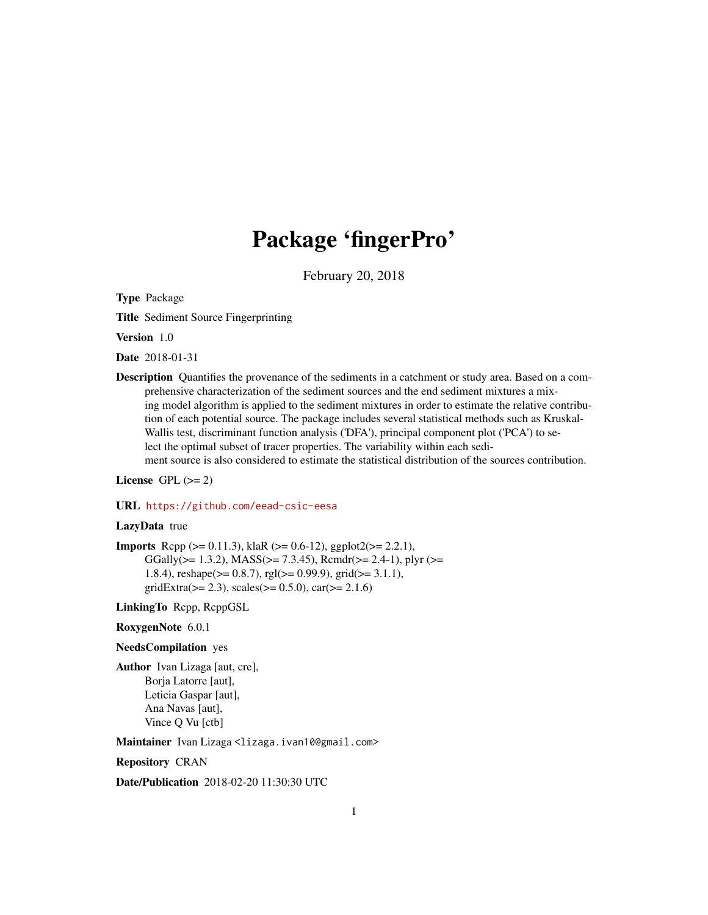# Package 'fingerPro'

February 20, 2018

**Type** Package

**Title** Sediment Source Fingerprinting

**Version** 1.0

**Date** 2018-01-31

**Description** Quantifies the provenance of the sediments in a catchment or study area. Based on a comprehensive characterization of the sediment sources and the end sediment mixtures a mixing model algorithm is applied to the sediment mixtures in order to estimate the relative contribution of each potential source. The package includes several statistical methods such as Kruskal-Wallis test, discriminant function analysis ('DFA'), principal component plot ('PCA') to select the optimal subset of tracer properties. The variability within each sediment source is also considered to estimate the statistical distribution of the sources contribution.

**License** GPL (>= 2)

**URL** https://github.com/eead-csic-eesa

**LazyData** true

**Imports** Rcpp (>= 0.11.3), klaR (>= 0.6-12), ggplot2(>= 2.2.1), GGally(>= 1.3.2), MASS(>= 7.3.45), Rcmdr(>= 2.4-1), plyr (>= 1.8.4), reshape(>= 0.8.7), rgl(>= 0.99.9), grid(>= 3.1.1), gridExtra(>= 2.3), scales(>= 0.5.0), car(>= 2.1.6)

**LinkingTo** Rcpp, RcppGSL

**RoxygenNote** 6.0.1

**NeedsCompilation** yes

**Author** Ivan Lizaga [aut, cre],
Borja Latorre [aut],
Leticia Gaspar [aut],
Ana Navas [aut],
Vince Q Vu [ctb]

**Maintainer** Ivan Lizaga <lizaga.ivan10@gmail.com>

**Repository** CRAN

**Date/Publication** 2018-02-20 11:30:30 UTC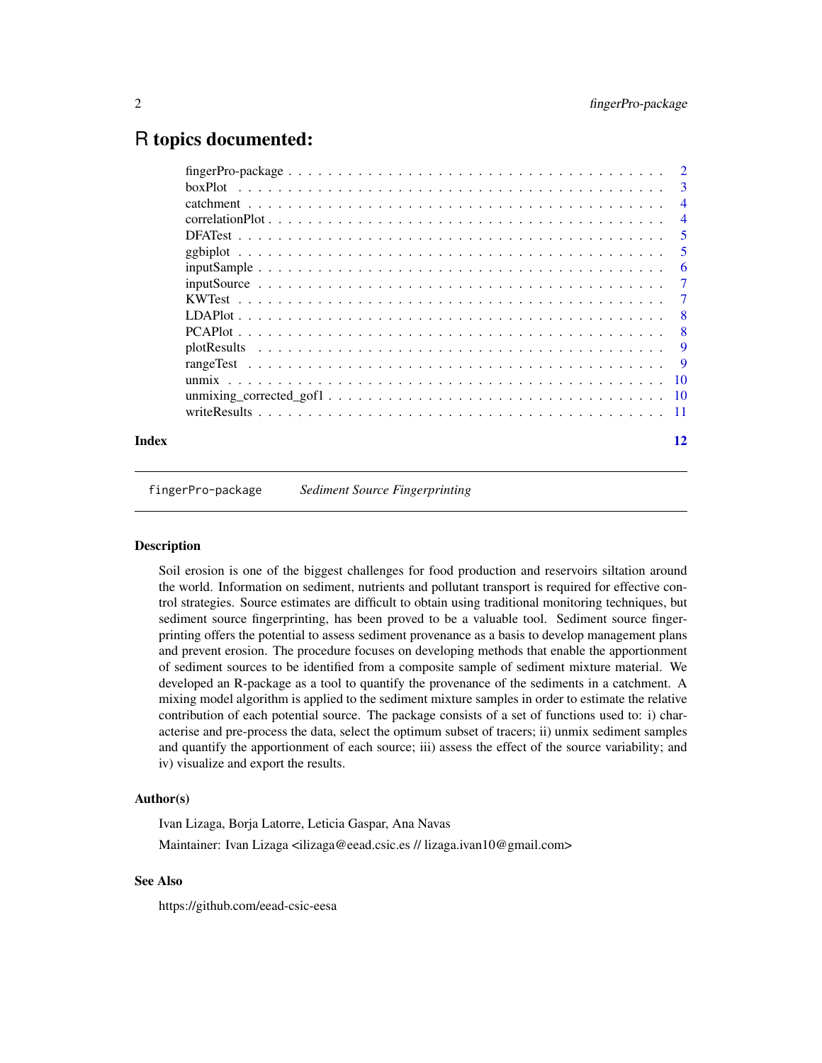# R topics documented:

- fingerPro-package . . . . . . . . . . 2
- boxPlot . . . . . . . . . . 3
- catchment . . . . . . . . . . 4
- correlationPlot . . . . . . . . . . 4
- DFATest . . . . . . . . . . 5
- ggbiplot . . . . . . . . . . 5
- inputSample . . . . . . . . . . 6
- inputSource . . . . . . . . . . 7
- KWTest . . . . . . . . . . 7
- LDAPlot . . . . . . . . . . 8
- PCAPlot . . . . . . . . . . 8
- plotResults . . . . . . . . . . 9
- rangeTest . . . . . . . . . . 9
- unmix . . . . . . . . . . 10
- unmixing_corrected_gof1 . . . . . . . . . . 10
- writeResults . . . . . . . . . . 11

**Index** 12

---

`fingerPro-package` *Sediment Source Fingerprinting*

---

### Description

Soil erosion is one of the biggest challenges for food production and reservoirs siltation around the world. Information on sediment, nutrients and pollutant transport is required for effective control strategies. Source estimates are difficult to obtain using traditional monitoring techniques, but sediment source fingerprinting, has been proved to be a valuable tool. Sediment source fingerprinting offers the potential to assess sediment provenance as a basis to develop management plans and prevent erosion. The procedure focuses on developing methods that enable the apportionment of sediment sources to be identified from a composite sample of sediment mixture material. We developed an R-package as a tool to quantify the provenance of the sediments in a catchment. A mixing model algorithm is applied to the sediment mixture samples in order to estimate the relative contribution of each potential source. The package consists of a set of functions used to: i) characterise and pre-process the data, select the optimum subset of tracers; ii) unmix sediment samples and quantify the apportionment of each source; iii) assess the effect of the source variability; and iv) visualize and export the results.

### Author(s)

Ivan Lizaga, Borja Latorre, Leticia Gaspar, Ana Navas

Maintainer: Ivan Lizaga <ilizaga@eead.csic.es // lizaga.ivan10@gmail.com>

### See Also

https://github.com/eead-csic-eesa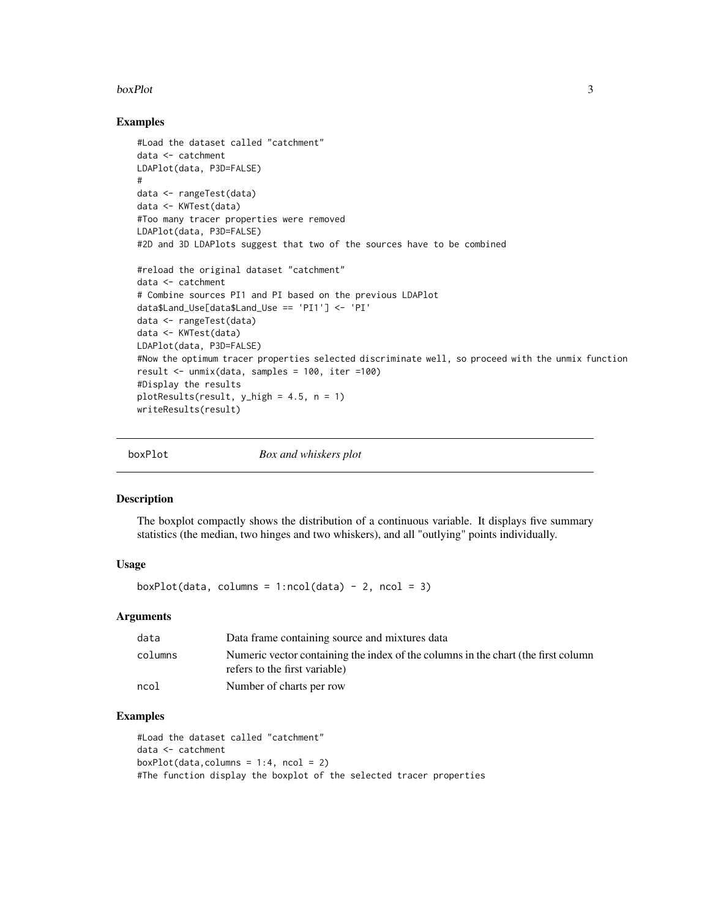## Examples

```
#Load the dataset called "catchment"
data <- catchment
LDAPlot(data, P3D=FALSE)
#
data <- rangeTest(data)
data <- KWTest(data)
#Too many tracer properties were removed
LDAPlot(data, P3D=FALSE)
#2D and 3D LDAPlots suggest that two of the sources have to be combined

#reload the original dataset "catchment"
data <- catchment
# Combine sources PI1 and PI based on the previous LDAPlot
data$Land_Use[data$Land_Use == 'PI1'] <- 'PI'
data <- rangeTest(data)
data <- KWTest(data)
LDAPlot(data, P3D=FALSE)
#Now the optimum tracer properties selected discriminate well, so proceed with the unmix function
result <- unmix(data, samples = 100, iter =100)
#Display the results
plotResults(result, y_high = 4.5, n = 1)
writeResults(result)
```

---

# boxPlot *Box and whiskers plot*

---

## Description

The boxplot compactly shows the distribution of a continuous variable. It displays five summary statistics (the median, two hinges and two whiskers), and all "outlying" points individually.

## Usage

```
boxPlot(data, columns = 1:ncol(data) - 2, ncol = 3)
```

## Arguments

| | |
|---|---|
| data | Data frame containing source and mixtures data |
| columns | Numeric vector containing the index of the columns in the chart (the first column refers to the first variable) |
| ncol | Number of charts per row |

## Examples

```
#Load the dataset called "catchment"
data <- catchment
boxPlot(data,columns = 1:4, ncol = 2)
#The function display the boxplot of the selected tracer properties
```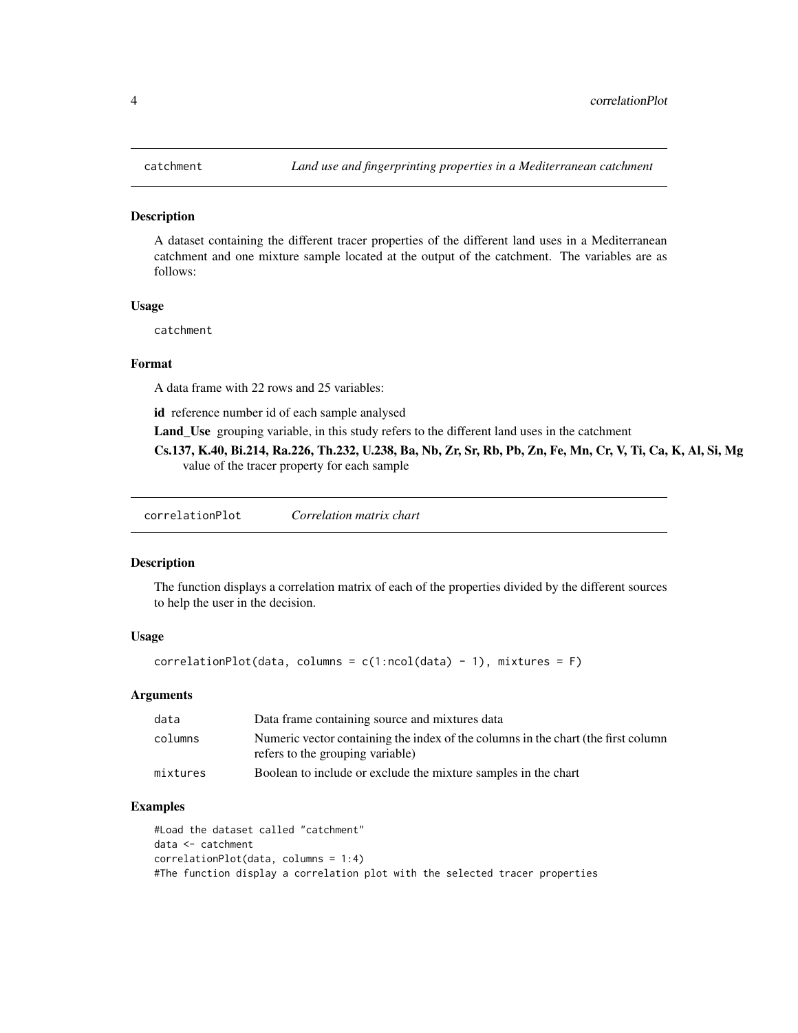## catchment — *Land use and fingerprinting properties in a Mediterranean catchment*

### Description

A dataset containing the different tracer properties of the different land uses in a Mediterranean catchment and one mixture sample located at the output of the catchment. The variables are as follows:

### Usage

```
catchment
```

### Format

A data frame with 22 rows and 25 variables:

**id** reference number id of each sample analysed

**Land_Use** grouping variable, in this study refers to the different land uses in the catchment

**Cs.137, K.40, Bi.214, Ra.226, Th.232, U.238, Ba, Nb, Zr, Sr, Rb, Pb, Zn, Fe, Mn, Cr, V, Ti, Ca, K, Al, Si, Mg** value of the tracer property for each sample

## correlationPlot — *Correlation matrix chart*

### Description

The function displays a correlation matrix of each of the properties divided by the different sources to help the user in the decision.

### Usage

```
correlationPlot(data, columns = c(1:ncol(data) - 1), mixtures = F)
```

### Arguments

| | |
|---|---|
| data | Data frame containing source and mixtures data |
| columns | Numeric vector containing the index of the columns in the chart (the first column refers to the grouping variable) |
| mixtures | Boolean to include or exclude the mixture samples in the chart |

### Examples

```
#Load the dataset called "catchment"
data <- catchment
correlationPlot(data, columns = 1:4)
#The function display a correlation plot with the selected tracer properties
```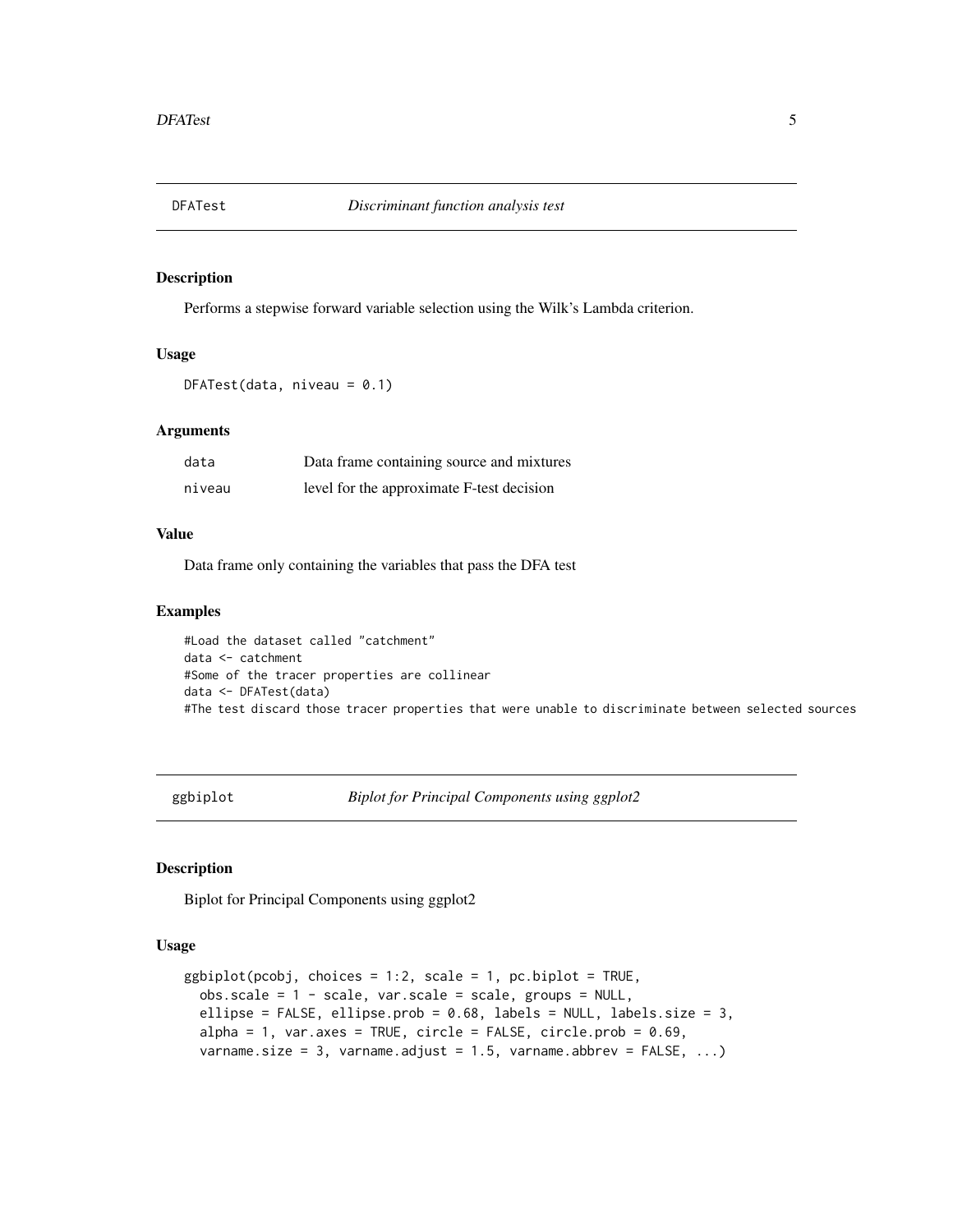## DFATest — *Discriminant function analysis test*

### Description

Performs a stepwise forward variable selection using the Wilk's Lambda criterion.

### Usage

```
DFATest(data, niveau = 0.1)
```

### Arguments

| | |
|---|---|
| data | Data frame containing source and mixtures |
| niveau | level for the approximate F-test decision |

### Value

Data frame only containing the variables that pass the DFA test

### Examples

```
#Load the dataset called "catchment"
data <- catchment
#Some of the tracer properties are collinear
data <- DFATest(data)
#The test discard those tracer properties that were unable to discriminate between selected sources
```

## ggbiplot — *Biplot for Principal Components using ggplot2*

### Description

Biplot for Principal Components using ggplot2

### Usage

```
ggbiplot(pcobj, choices = 1:2, scale = 1, pc.biplot = TRUE,
  obs.scale = 1 - scale, var.scale = scale, groups = NULL,
  ellipse = FALSE, ellipse.prob = 0.68, labels = NULL, labels.size = 3,
  alpha = 1, var.axes = TRUE, circle = FALSE, circle.prob = 0.69,
  varname.size = 3, varname.adjust = 1.5, varname.abbrev = FALSE, ...)
```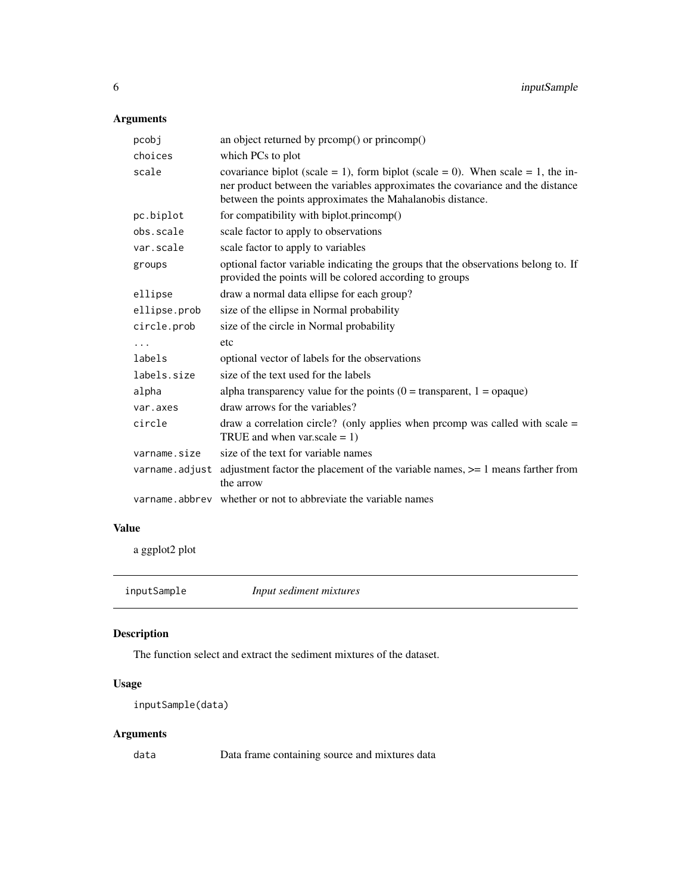## Arguments

| | |
|---|---|
| `pcobj` | an object returned by prcomp() or princomp() |
| `choices` | which PCs to plot |
| `scale` | covariance biplot (scale = 1), form biplot (scale = 0). When scale = 1, the inner product between the variables approximates the covariance and the distance between the points approximates the Mahalanobis distance. |
| `pc.biplot` | for compatibility with biplot.princomp() |
| `obs.scale` | scale factor to apply to observations |
| `var.scale` | scale factor to apply to variables |
| `groups` | optional factor variable indicating the groups that the observations belong to. If provided the points will be colored according to groups |
| `ellipse` | draw a normal data ellipse for each group? |
| `ellipse.prob` | size of the ellipse in Normal probability |
| `circle.prob` | size of the circle in Normal probability |
| `...` | etc |
| `labels` | optional vector of labels for the observations |
| `labels.size` | size of the text used for the labels |
| `alpha` | alpha transparency value for the points (0 = transparent, 1 = opaque) |
| `var.axes` | draw arrows for the variables? |
| `circle` | draw a correlation circle? (only applies when prcomp was called with scale = TRUE and when var.scale = 1) |
| `varname.size` | size of the text for variable names |
| `varname.adjust` | adjustment factor the placement of the variable names, >= 1 means farther from the arrow |
| `varname.abbrev` | whether or not to abbreviate the variable names |

## Value

a ggplot2 plot

---

# `inputSample` *Input sediment mixtures*

## Description

The function select and extract the sediment mixtures of the dataset.

## Usage

```
inputSample(data)
```

## Arguments

| | |
|---|---|
| `data` | Data frame containing source and mixtures data |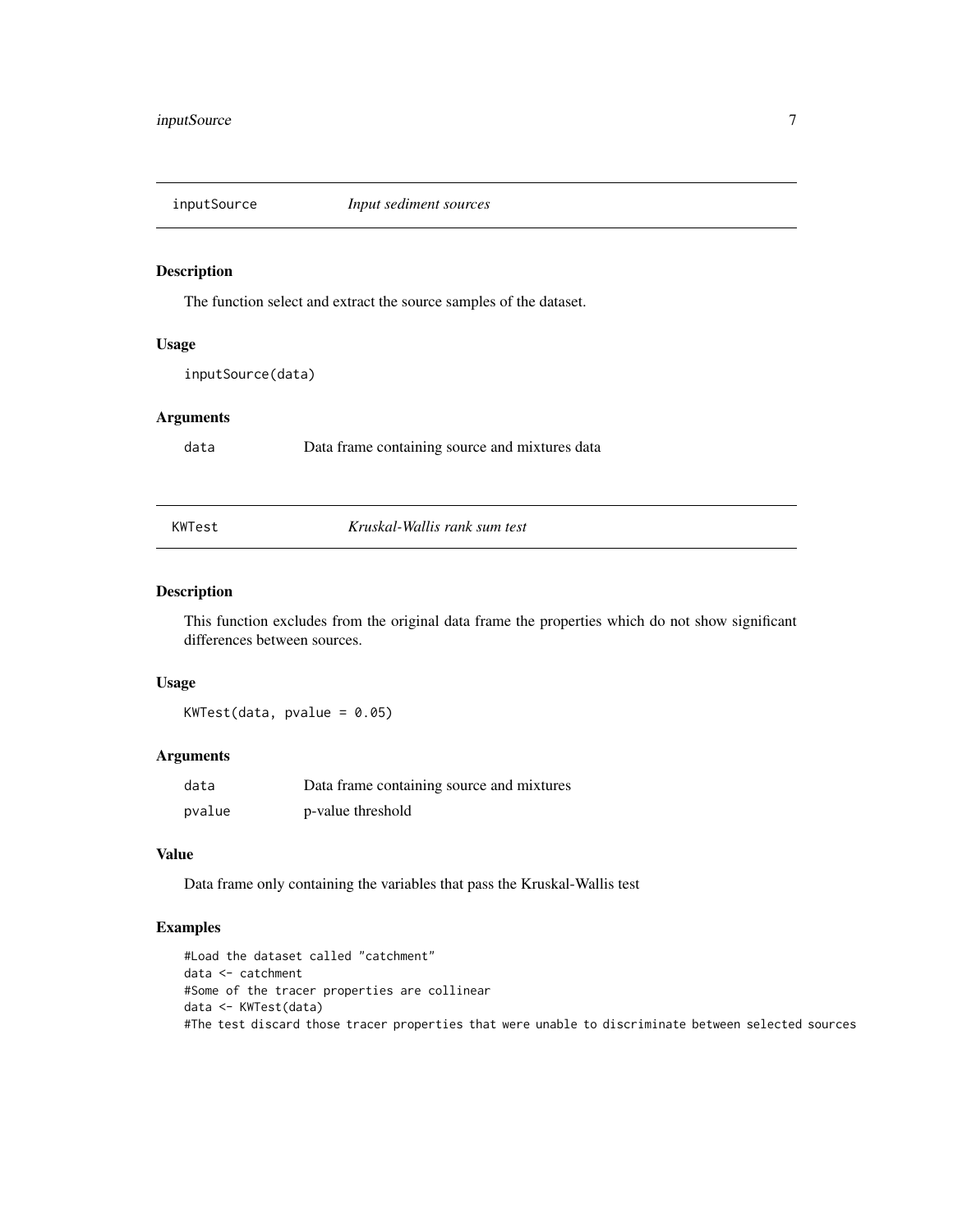## inputSource — *Input sediment sources*

### Description

The function select and extract the source samples of the dataset.

### Usage

```
inputSource(data)
```

### Arguments

| | |
|---|---|
| data | Data frame containing source and mixtures data |

## KWTest — *Kruskal-Wallis rank sum test*

### Description

This function excludes from the original data frame the properties which do not show significant differences between sources.

### Usage

```
KWTest(data, pvalue = 0.05)
```

### Arguments

| | |
|---|---|
| data | Data frame containing source and mixtures |
| pvalue | p-value threshold |

### Value

Data frame only containing the variables that pass the Kruskal-Wallis test

### Examples

```
#Load the dataset called "catchment"
data <- catchment
#Some of the tracer properties are collinear
data <- KWTest(data)
#The test discard those tracer properties that were unable to discriminate between selected sources
```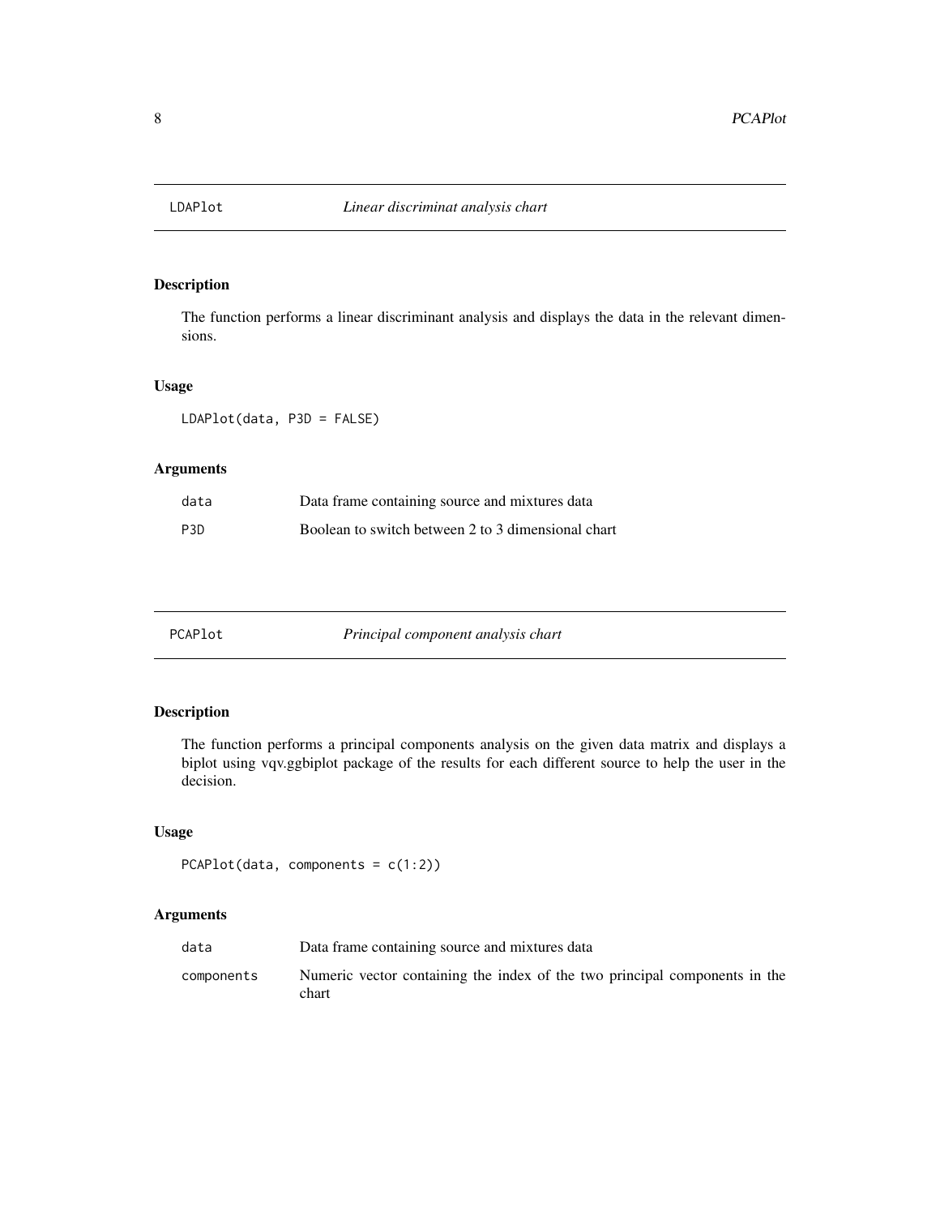## LDAPlot — *Linear discriminat analysis chart*

### Description

The function performs a linear discriminant analysis and displays the data in the relevant dimensions.

### Usage

```
LDAPlot(data, P3D = FALSE)
```

### Arguments

| | |
|---|---|
| data | Data frame containing source and mixtures data |
| P3D | Boolean to switch between 2 to 3 dimensional chart |

## PCAPlot — *Principal component analysis chart*

### Description

The function performs a principal components analysis on the given data matrix and displays a biplot using vqv.ggbiplot package of the results for each different source to help the user in the decision.

### Usage

```
PCAPlot(data, components = c(1:2))
```

### Arguments

| | |
|---|---|
| data | Data frame containing source and mixtures data |
| components | Numeric vector containing the index of the two principal components in the chart |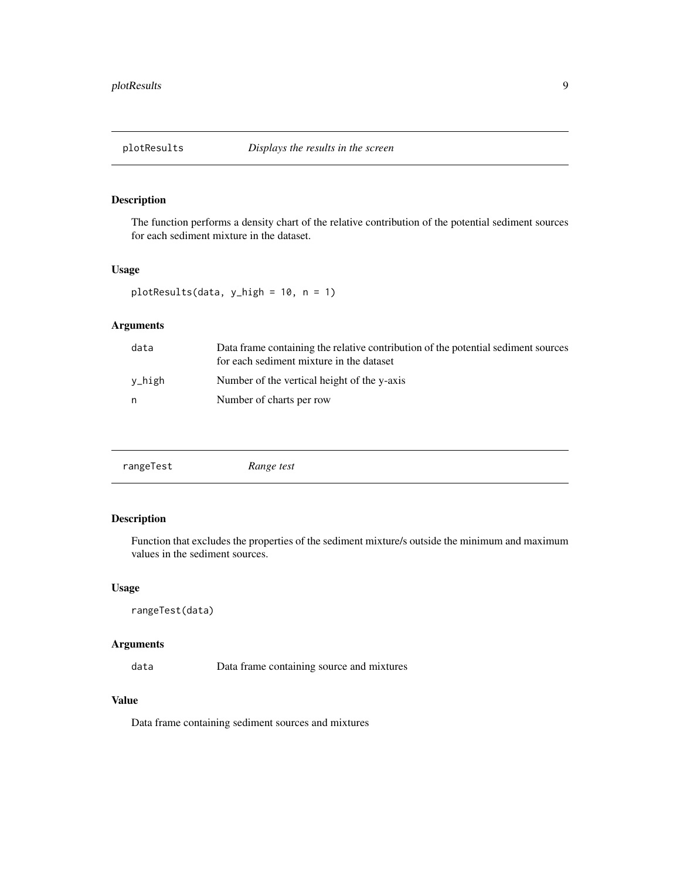## plotResults — *Displays the results in the screen*

### Description

The function performs a density chart of the relative contribution of the potential sediment sources for each sediment mixture in the dataset.

### Usage

```
plotResults(data, y_high = 10, n = 1)
```

### Arguments

| | |
|---|---|
| data | Data frame containing the relative contribution of the potential sediment sources for each sediment mixture in the dataset |
| y_high | Number of the vertical height of the y-axis |
| n | Number of charts per row |

## rangeTest — *Range test*

### Description

Function that excludes the properties of the sediment mixture/s outside the minimum and maximum values in the sediment sources.

### Usage

```
rangeTest(data)
```

### Arguments

| | |
|---|---|
| data | Data frame containing source and mixtures |

### Value

Data frame containing sediment sources and mixtures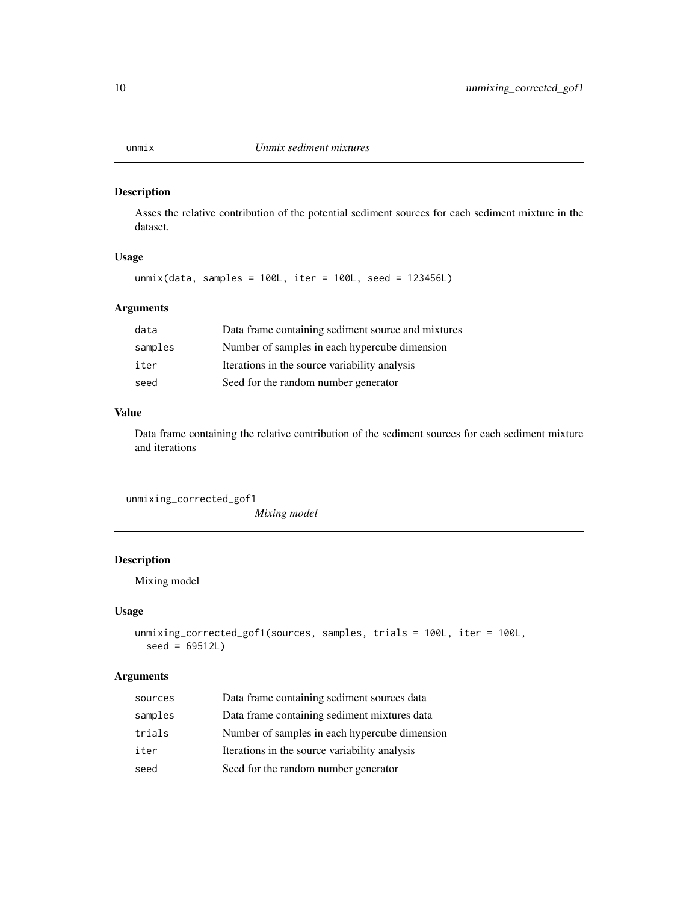## unmix — *Unmix sediment mixtures*

### Description

Asses the relative contribution of the potential sediment sources for each sediment mixture in the dataset.

### Usage

```
unmix(data, samples = 100L, iter = 100L, seed = 123456L)
```

### Arguments

| | |
|---|---|
| data | Data frame containing sediment source and mixtures |
| samples | Number of samples in each hypercube dimension |
| iter | Iterations in the source variability analysis |
| seed | Seed for the random number generator |

### Value

Data frame containing the relative contribution of the sediment sources for each sediment mixture and iterations

## unmixing_corrected_gof1 — *Mixing model*

### Description

Mixing model

### Usage

```
unmixing_corrected_gof1(sources, samples, trials = 100L, iter = 100L,
  seed = 69512L)
```

### Arguments

| | |
|---|---|
| sources | Data frame containing sediment sources data |
| samples | Data frame containing sediment mixtures data |
| trials | Number of samples in each hypercube dimension |
| iter | Iterations in the source variability analysis |
| seed | Seed for the random number generator |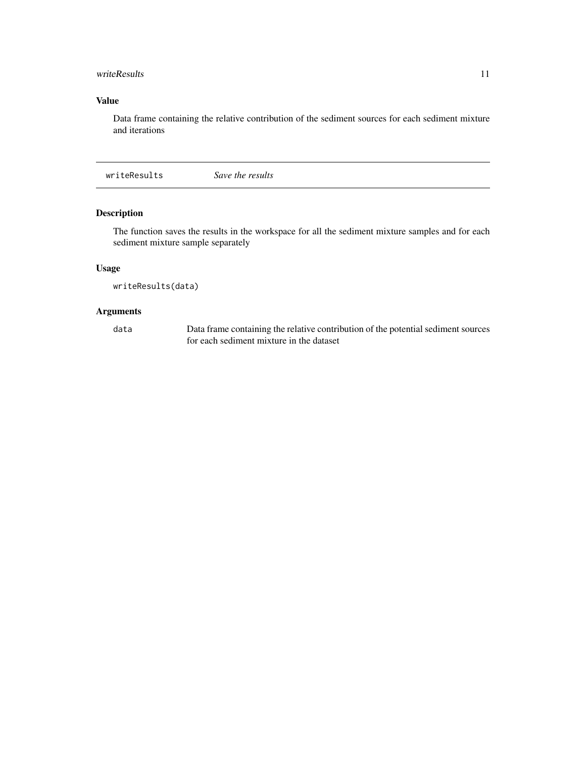### Value

Data frame containing the relative contribution of the sediment sources for each sediment mixture and iterations

---

## writeResults — *Save the results*

### Description

The function saves the results in the workspace for all the sediment mixture samples and for each sediment mixture sample separately

### Usage

```
writeResults(data)
```

### Arguments

| | |
|---|---|
| `data` | Data frame containing the relative contribution of the potential sediment sources for each sediment mixture in the dataset |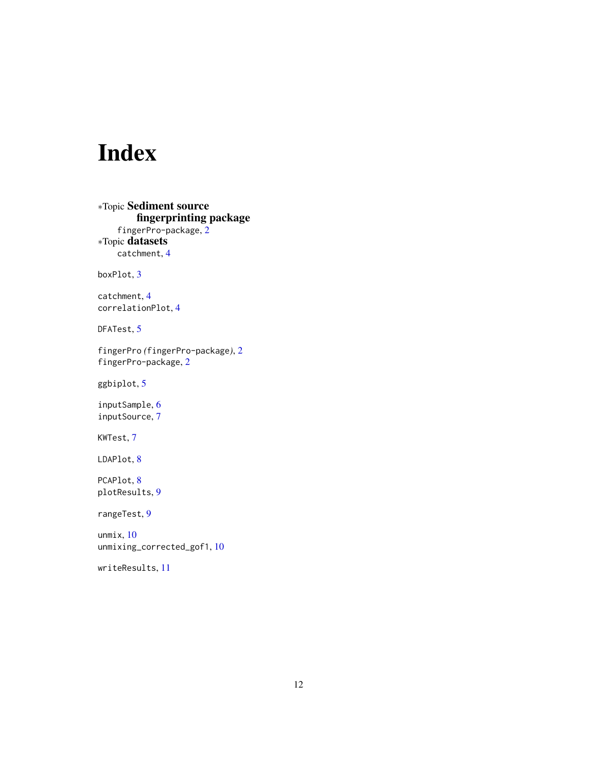# Index

*Topic **Sediment source fingerprinting package**
    fingerPro-package, 2
*Topic **datasets**
    catchment, 4

boxPlot, 3

catchment, 4
correlationPlot, 4

DFATest, 5

fingerPro (fingerPro-package), 2
fingerPro-package, 2

ggbiplot, 5

inputSample, 6
inputSource, 7

KWTest, 7

LDAPlot, 8

PCAPlot, 8
plotResults, 9

rangeTest, 9

unmix, 10
unmixing_corrected_gof1, 10

writeResults, 11